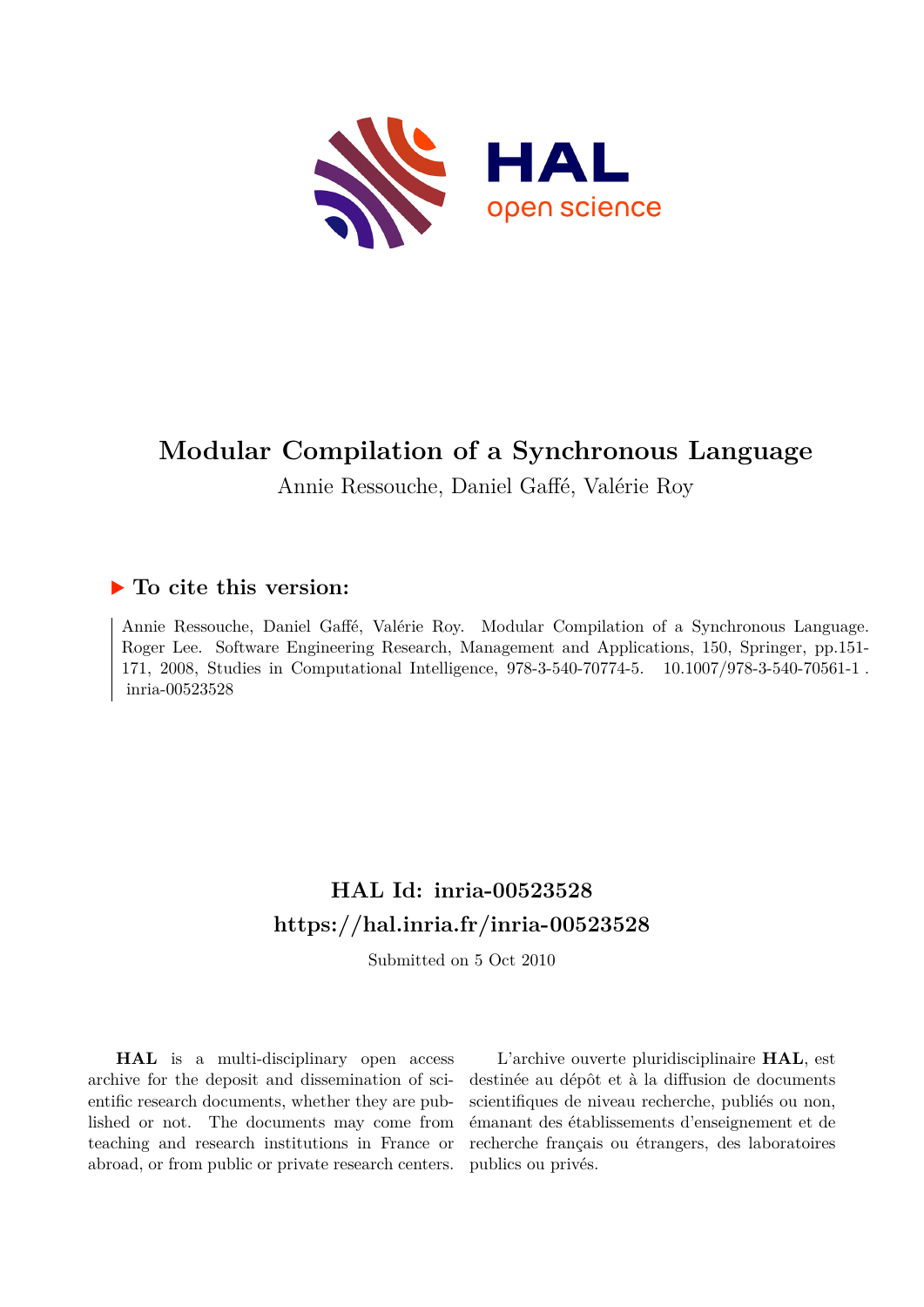# Modular Compilation of a Synchronous Language

Annie Ressouche, Daniel Gaffé, Valérie Roy

## ▶ To cite this version:

Annie Ressouche, Daniel Gaffé, Valérie Roy. Modular Compilation of a Synchronous Language. Roger Lee. Software Engineering Research, Management and Applications, 150, Springer, pp.151-171, 2008, Studies in Computational Intelligence, 978-3-540-70774-5. 10.1007/978-3-540-70561-1 . inria-00523528

## HAL Id: inria-00523528

## https://hal.inria.fr/inria-00523528

Submitted on 5 Oct 2010

**HAL** is a multi-disciplinary open access archive for the deposit and dissemination of scientific research documents, whether they are published or not. The documents may come from teaching and research institutions in France or abroad, or from public or private research centers.

L'archive ouverte pluridisciplinaire **HAL**, est destinée au dépôt et à la diffusion de documents scientifiques de niveau recherche, publiés ou non, émanant des établissements d'enseignement et de recherche français ou étrangers, des laboratoires publics ou privés.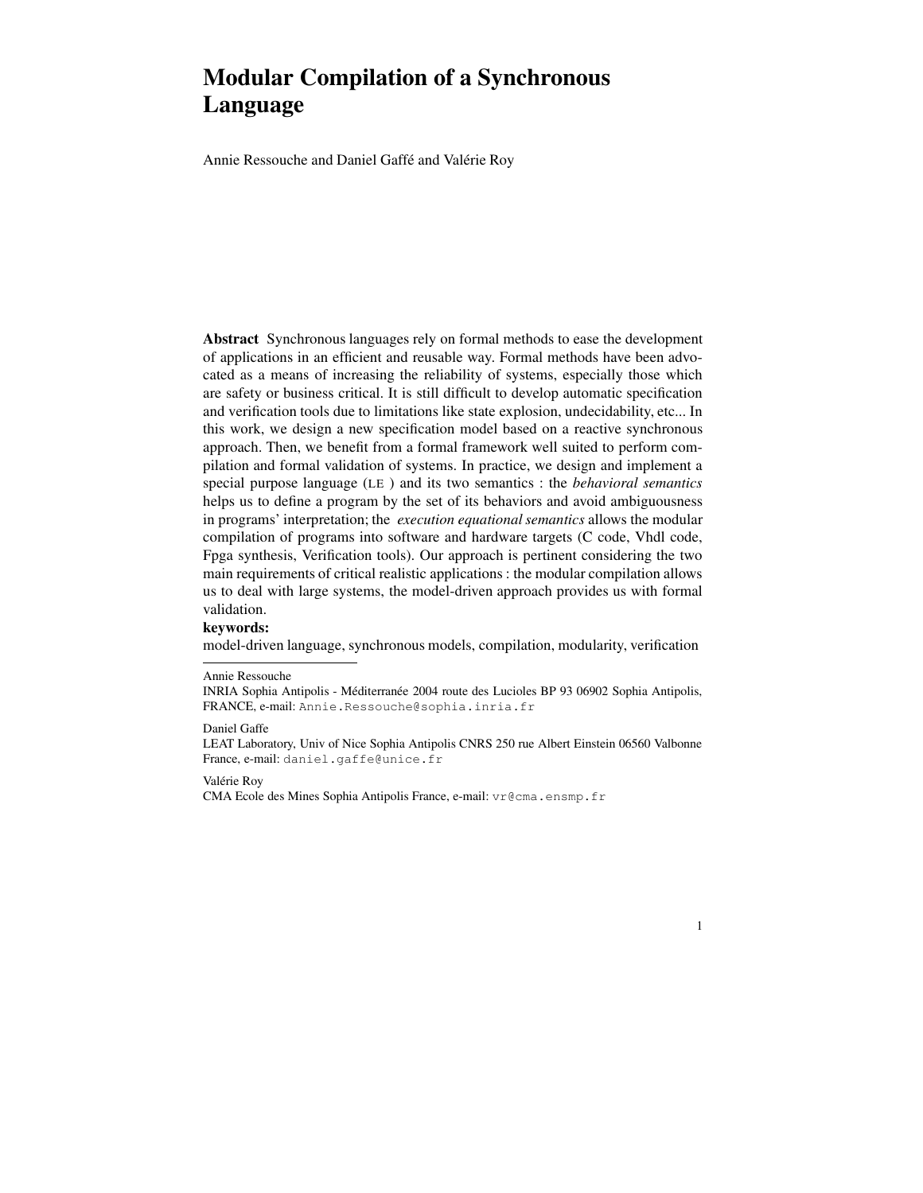# Modular Compilation of a Synchronous Language

Annie Ressouche and Daniel Gaffé and Valérie Roy

**Abstract** Synchronous languages rely on formal methods to ease the development of applications in an efficient and reusable way. Formal methods have been advocated as a means of increasing the reliability of systems, especially those which are safety or business critical. It is still difficult to develop automatic specification and verification tools due to limitations like state explosion, undecidability, etc... In this work, we design a new specification model based on a reactive synchronous approach. Then, we benefit from a formal framework well suited to perform compilation and formal validation of systems. In practice, we design and implement a special purpose language (LE ) and its two semantics : the *behavioral semantics* helps us to define a program by the set of its behaviors and avoid ambiguousness in programs' interpretation; the *execution equational semantics* allows the modular compilation of programs into software and hardware targets (C code, Vhdl code, Fpga synthesis, Verification tools). Our approach is pertinent considering the two main requirements of critical realistic applications : the modular compilation allows us to deal with large systems, the model-driven approach provides us with formal validation.

**keywords:**
model-driven language, synchronous models, compilation, modularity, verification

---

Annie Ressouche
INRIA Sophia Antipolis - Méditerranée 2004 route des Lucioles BP 93 06902 Sophia Antipolis, FRANCE, e-mail: `Annie.Ressouche@sophia.inria.fr`

Daniel Gaffe
LEAT Laboratory, Univ of Nice Sophia Antipolis CNRS 250 rue Albert Einstein 06560 Valbonne France, e-mail: `daniel.gaffe@unice.fr`

Valérie Roy
CMA Ecole des Mines Sophia Antipolis France, e-mail: `vr@cma.ensmp.fr`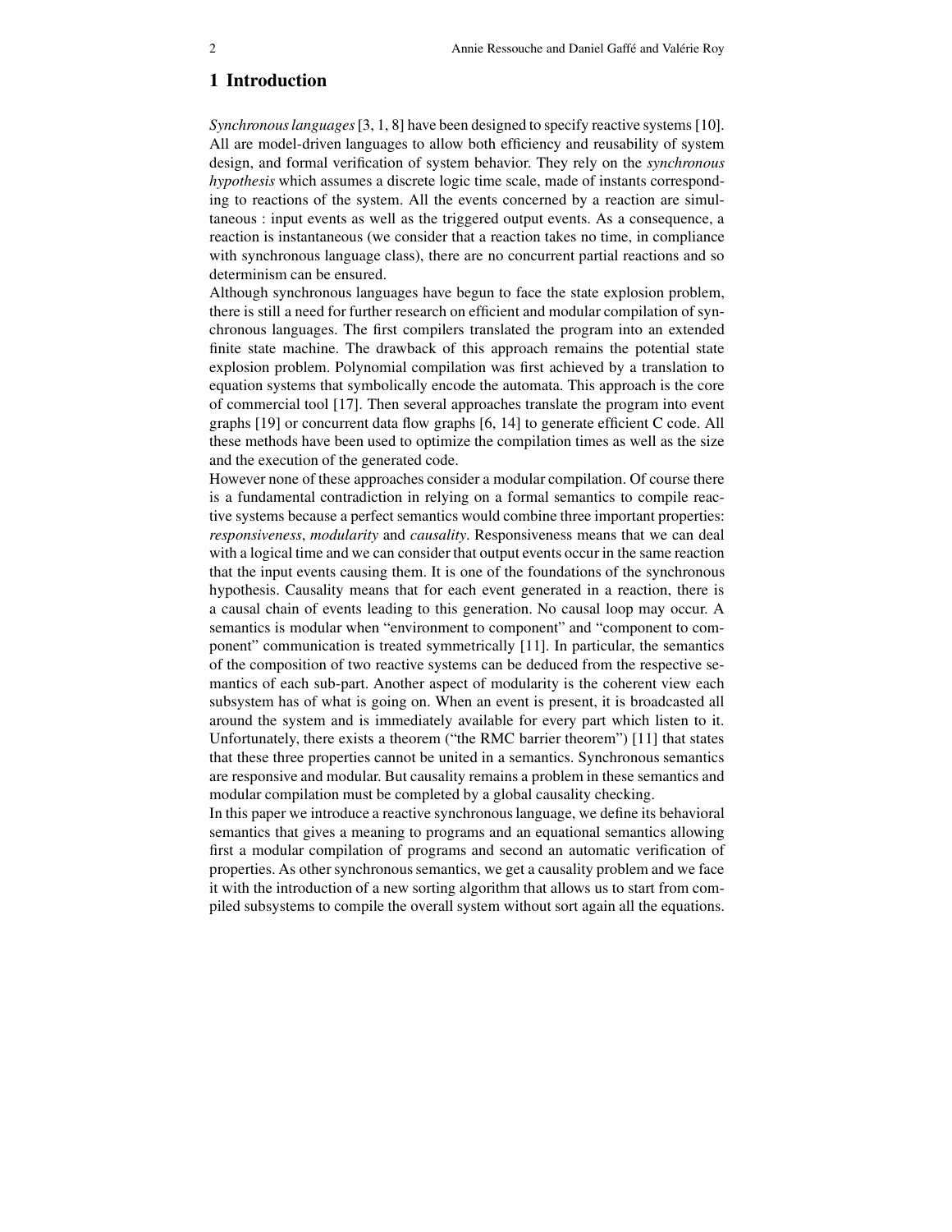## 1 Introduction

*Synchronous languages* [3, 1, 8] have been designed to specify reactive systems [10]. All are model-driven languages to allow both efficiency and reusability of system design, and formal verification of system behavior. They rely on the *synchronous hypothesis* which assumes a discrete logic time scale, made of instants corresponding to reactions of the system. All the events concerned by a reaction are simultaneous : input events as well as the triggered output events. As a consequence, a reaction is instantaneous (we consider that a reaction takes no time, in compliance with synchronous language class), there are no concurrent partial reactions and so determinism can be ensured.

Although synchronous languages have begun to face the state explosion problem, there is still a need for further research on efficient and modular compilation of synchronous languages. The first compilers translated the program into an extended finite state machine. The drawback of this approach remains the potential state explosion problem. Polynomial compilation was first achieved by a translation to equation systems that symbolically encode the automata. This approach is the core of commercial tool [17]. Then several approaches translate the program into event graphs [19] or concurrent data flow graphs [6, 14] to generate efficient C code. All these methods have been used to optimize the compilation times as well as the size and the execution of the generated code.

However none of these approaches consider a modular compilation. Of course there is a fundamental contradiction in relying on a formal semantics to compile reactive systems because a perfect semantics would combine three important properties: *responsiveness*, *modularity* and *causality*. Responsiveness means that we can deal with a logical time and we can consider that output events occur in the same reaction that the input events causing them. It is one of the foundations of the synchronous hypothesis. Causality means that for each event generated in a reaction, there is a causal chain of events leading to this generation. No causal loop may occur. A semantics is modular when "environment to component" and "component to component" communication is treated symmetrically [11]. In particular, the semantics of the composition of two reactive systems can be deduced from the respective semantics of each sub-part. Another aspect of modularity is the coherent view each subsystem has of what is going on. When an event is present, it is broadcasted all around the system and is immediately available for every part which listen to it. Unfortunately, there exists a theorem ("the RMC barrier theorem") [11] that states that these three properties cannot be united in a semantics. Synchronous semantics are responsive and modular. But causality remains a problem in these semantics and modular compilation must be completed by a global causality checking.

In this paper we introduce a reactive synchronous language, we define its behavioral semantics that gives a meaning to programs and an equational semantics allowing first a modular compilation of programs and second an automatic verification of properties. As other synchronous semantics, we get a causality problem and we face it with the introduction of a new sorting algorithm that allows us to start from compiled subsystems to compile the overall system without sort again all the equations.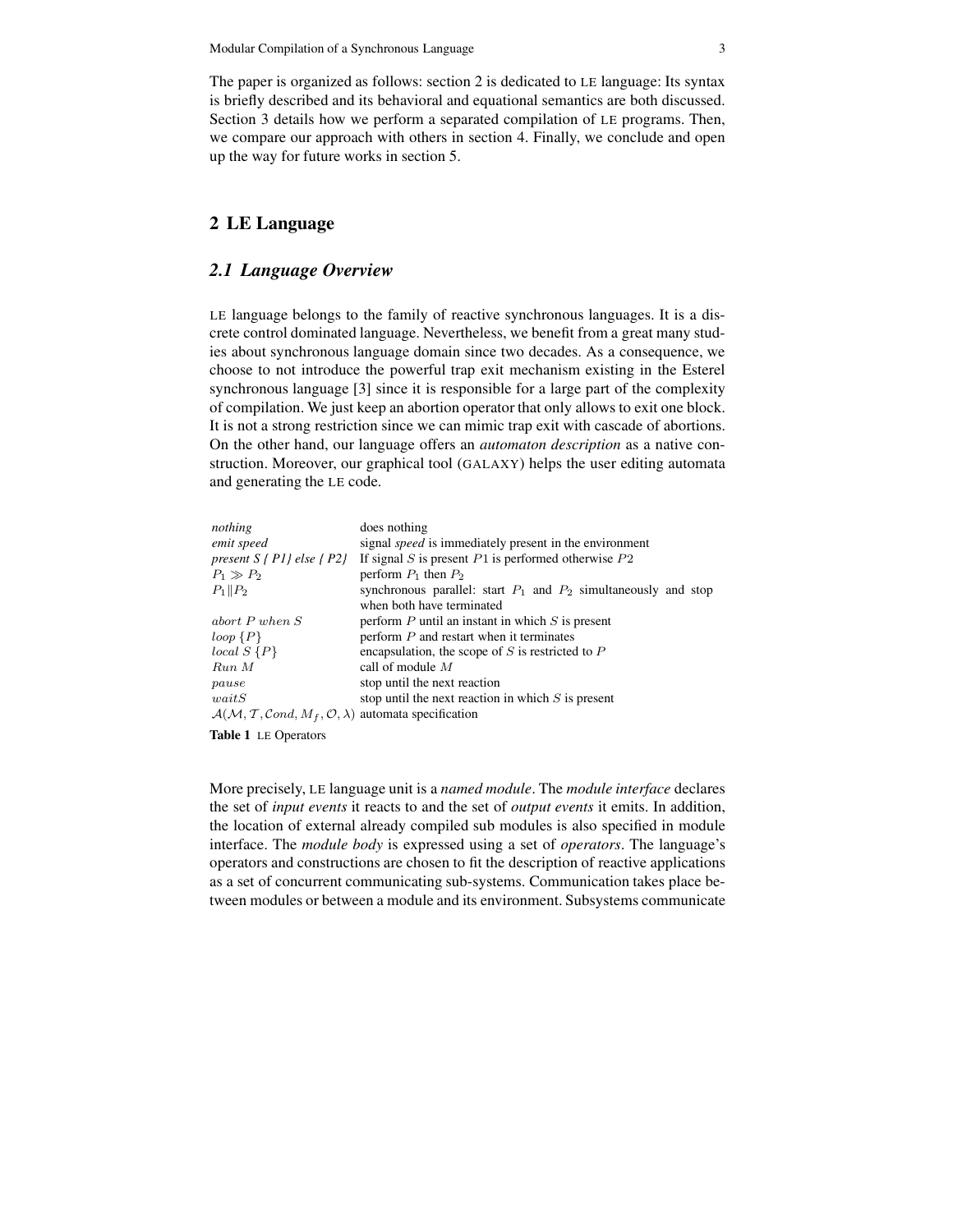The paper is organized as follows: section 2 is dedicated to LE language: Its syntax is briefly described and its behavioral and equational semantics are both discussed. Section 3 details how we perform a separated compilation of LE programs. Then, we compare our approach with others in section 4. Finally, we conclude and open up the way for future works in section 5.

## 2 LE Language

### 2.1 Language Overview

LE language belongs to the family of reactive synchronous languages. It is a discrete control dominated language. Nevertheless, we benefit from a great many studies about synchronous language domain since two decades. As a consequence, we choose to not introduce the powerful trap exit mechanism existing in the Esterel synchronous language [3] since it is responsible for a large part of the complexity of compilation. We just keep an abortion operator that only allows to exit one block. It is not a strong restriction since we can mimic trap exit with cascade of abortions. On the other hand, our language offers an *automaton description* as a native construction. Moreover, our graphical tool (GALAXY) helps the user editing automata and generating the LE code.

| | |
|---|---|
| *nothing* | does nothing |
| *emit speed* | signal *speed* is immediately present in the environment |
| *present S { P1} else { P2}* | If signal $S$ is present $P1$ is performed otherwise $P2$ |
| $P_1 \gg P_2$ | perform $P_1$ then $P_2$ |
| $P_1 \| P_2$ | synchronous parallel: start $P_1$ and $P_2$ simultaneously and stop when both have terminated |
| $abort\ P\ when\ S$ | perform $P$ until an instant in which $S$ is present |
| $loop\ \{P\}$ | perform $P$ and restart when it terminates |
| $local\ S\ \{P\}$ | encapsulation, the scope of $S$ is restricted to $P$ |
| $Run\ M$ | call of module $M$ |
| $pause$ | stop until the next reaction |
| $waitS$ | stop until the next reaction in which $S$ is present |
| $\mathcal{A}(\mathcal{M}, \mathcal{T}, \mathcal{C}ond, M_f, \mathcal{O}, \lambda)$ | automata specification |

**Table 1** LE Operators

More precisely, LE language unit is a *named module*. The *module interface* declares the set of *input events* it reacts to and the set of *output events* it emits. In addition, the location of external already compiled sub modules is also specified in module interface. The *module body* is expressed using a set of *operators*. The language's operators and constructions are chosen to fit the description of reactive applications as a set of concurrent communicating sub-systems. Communication takes place between modules or between a module and its environment. Subsystems communicate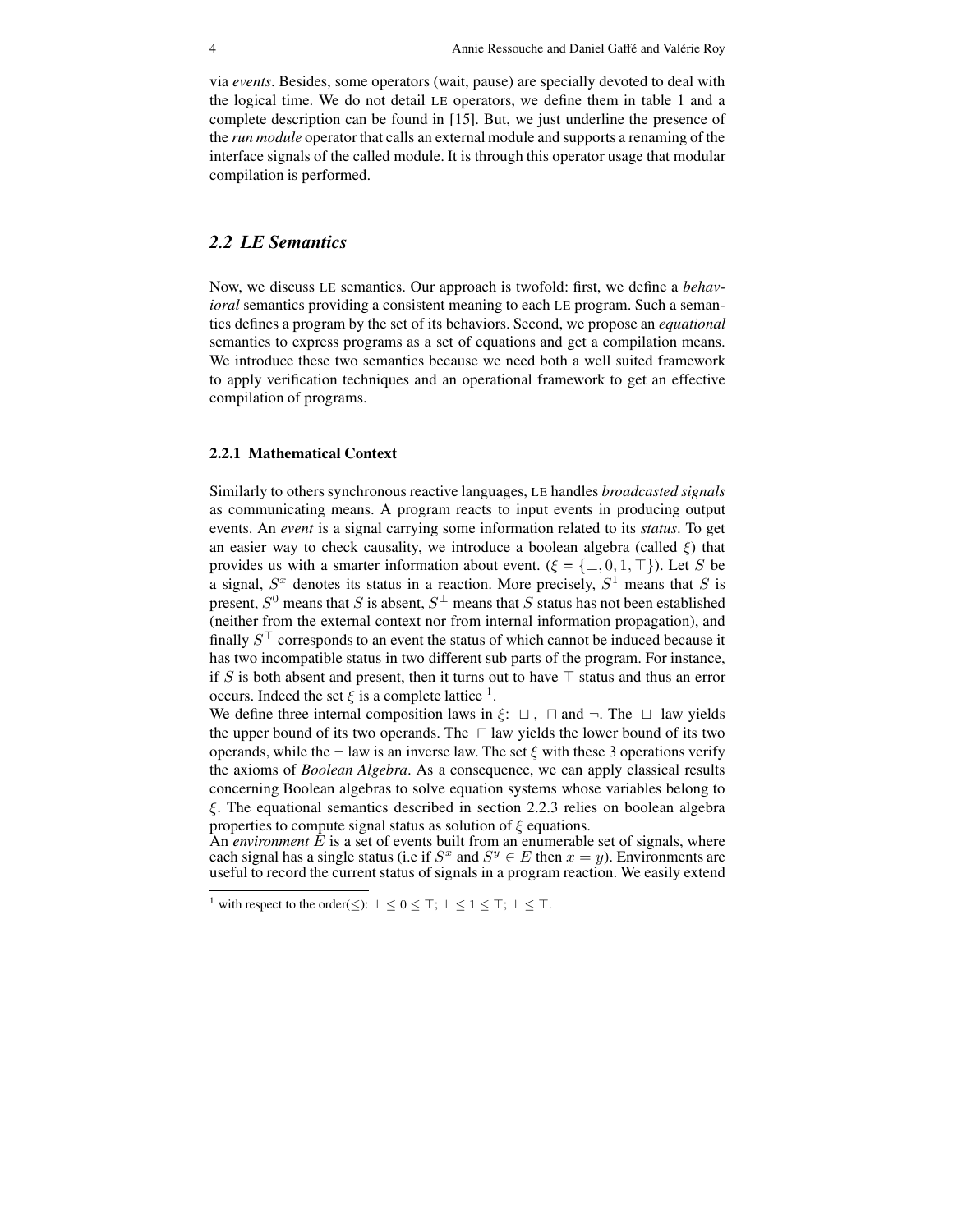via *events*. Besides, some operators (wait, pause) are specially devoted to deal with the logical time. We do not detail LE operators, we define them in table 1 and a complete description can be found in [15]. But, we just underline the presence of the *run module* operator that calls an external module and supports a renaming of the interface signals of the called module. It is through this operator usage that modular compilation is performed.

## 2.2 LE Semantics

Now, we discuss LE semantics. Our approach is twofold: first, we define a *behavioral* semantics providing a consistent meaning to each LE program. Such a semantics defines a program by the set of its behaviors. Second, we propose an *equational* semantics to express programs as a set of equations and get a compilation means. We introduce these two semantics because we need both a well suited framework to apply verification techniques and an operational framework to get an effective compilation of programs.

### 2.2.1 Mathematical Context

Similarly to others synchronous reactive languages, LE handles *broadcasted signals* as communicating means. A program reacts to input events in producing output events. An *event* is a signal carrying some information related to its *status*. To get an easier way to check causality, we introduce a boolean algebra (called $\xi$) that provides us with a smarter information about event. ($\xi = \{\perp, 0, 1, \top\}$). Let $S$ be a signal, $S^x$ denotes its status in a reaction. More precisely, $S^1$ means that $S$ is present, $S^0$ means that $S$ is absent, $S^\perp$ means that $S$ status has not been established (neither from the external context nor from internal information propagation), and finally $S^\top$ corresponds to an event the status of which cannot be induced because it has two incompatible status in two different sub parts of the program. For instance, if $S$ is both absent and present, then it turns out to have $\top$ status and thus an error occurs. Indeed the set $\xi$ is a complete lattice [1].

We define three internal composition laws in $\xi$: $\sqcup$, $\sqcap$ and $\neg$. The $\sqcup$ law yields the upper bound of its two operands. The $\sqcap$ law yields the lower bound of its two operands, while the $\neg$ law is an inverse law. The set $\xi$ with these 3 operations verify the axioms of *Boolean Algebra*. As a consequence, we can apply classical results concerning Boolean algebras to solve equation systems whose variables belong to $\xi$. The equational semantics described in section 2.2.3 relies on boolean algebra properties to compute signal status as solution of $\xi$ equations.

An *environment* $E$ is a set of events built from an enumerable set of signals, where each signal has a single status (i.e if $S^x$ and $S^y \in E$ then $x = y$). Environments are useful to record the current status of signals in a program reaction. We easily extend

[1] with respect to the order($\leq$): $\perp \leq 0 \leq \top$; $\perp \leq 1 \leq \top$; $\perp \leq \top$.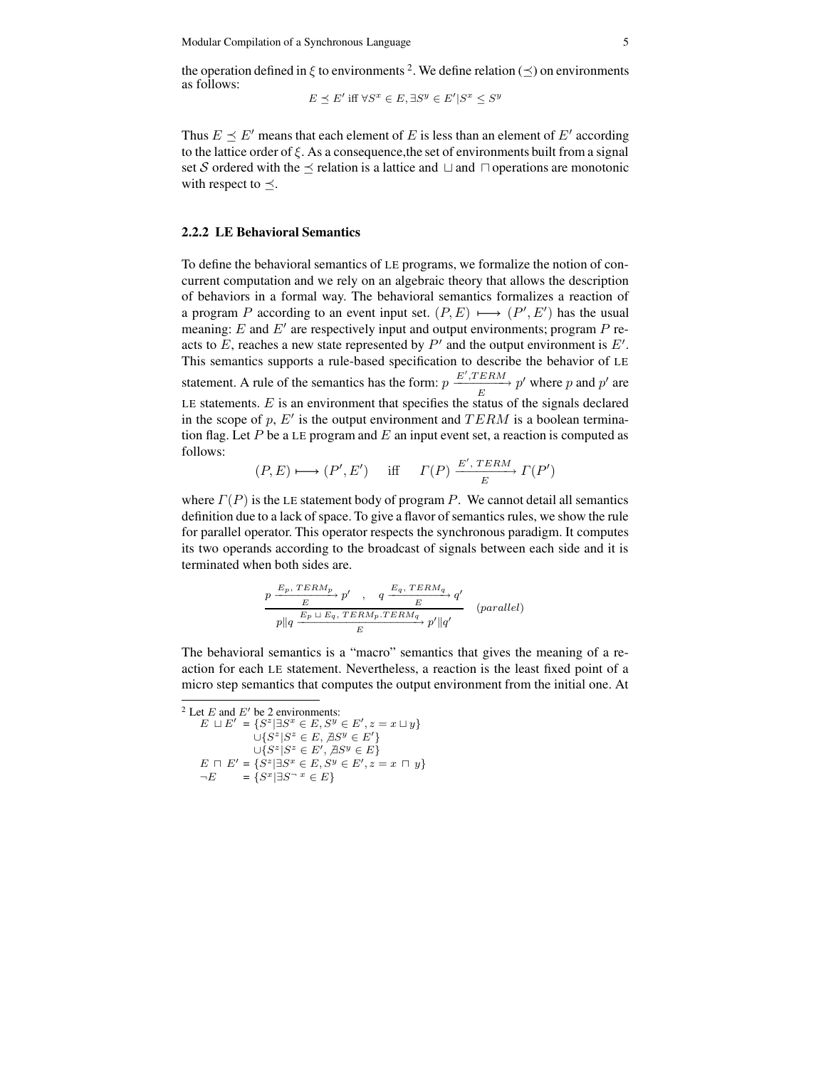the operation defined in $\xi$ to environments [2]. We define relation ($\preceq$) on environments as follows:

$$E \preceq E' \text{ iff } \forall S^x \in E, \exists S^y \in E' | S^x \leq S^y$$

Thus $E \preceq E'$ means that each element of $E$ is less than an element of $E'$ according to the lattice order of $\xi$. As a consequence,the set of environments built from a signal set $\mathcal{S}$ ordered with the $\preceq$ relation is a lattice and $\sqcup$ and $\sqcap$ operations are monotonic with respect to $\preceq$.

### 2.2.2 LE Behavioral Semantics

To define the behavioral semantics of LE programs, we formalize the notion of concurrent computation and we rely on an algebraic theory that allows the description of behaviors in a formal way. The behavioral semantics formalizes a reaction of a program $P$ according to an event input set. $(P, E) \longmapsto (P', E')$ has the usual meaning: $E$ and $E'$ are respectively input and output environments; program $P$ reacts to $E$, reaches a new state represented by $P'$ and the output environment is $E'$. This semantics supports a rule-based specification to describe the behavior of LE statement. A rule of the semantics has the form: $p \xrightarrow[E]{E', TERM} p'$ where $p$ and $p'$ are LE statements. $E$ is an environment that specifies the status of the signals declared in the scope of $p$, $E'$ is the output environment and $TERM$ is a boolean termination flag. Let $P$ be a LE program and $E$ an input event set, a reaction is computed as follows:

$$(P, E) \longmapsto (P', E') \quad \text{iff} \quad \Gamma(P) \xrightarrow[E]{E',\, TERM} \Gamma(P')$$

where $\Gamma(P)$ is the LE statement body of program $P$. We cannot detail all semantics definition due to a lack of space. To give a flavor of semantics rules, we show the rule for parallel operator. This operator respects the synchronous paradigm. It computes its two operands according to the broadcast of signals between each side and it is terminated when both sides are.

$$\frac{p \xrightarrow[E]{E_p,\, TERM_p} p' \quad , \quad q \xrightarrow[E]{E_q,\, TERM_q} q'}{p \| q \xrightarrow[E]{E_p \sqcup E_q,\, TERM_p . TERM_q} p' \| q'} \quad (parallel)$$

The behavioral semantics is a "macro" semantics that gives the meaning of a reaction for each LE statement. Nevertheless, a reaction is the least fixed point of a micro step semantics that computes the output environment from the initial one. At

---

[2] Let $E$ and $E'$ be 2 environments:

$$\begin{aligned}
E \sqcup E' &= \{S^z | \exists S^x \in E, S^y \in E', z = x \sqcup y\} \\
&\quad \cup \{S^z | S^z \in E, \nexists S^y \in E'\} \\
&\quad \cup \{S^z | S^z \in E', \nexists S^y \in E\} \\
E \sqcap E' &= \{S^z | \exists S^x \in E, S^y \in E', z = x \sqcap y\} \\
\neg E &= \{S^x | \exists S^{\neg x} \in E\}
\end{aligned}$$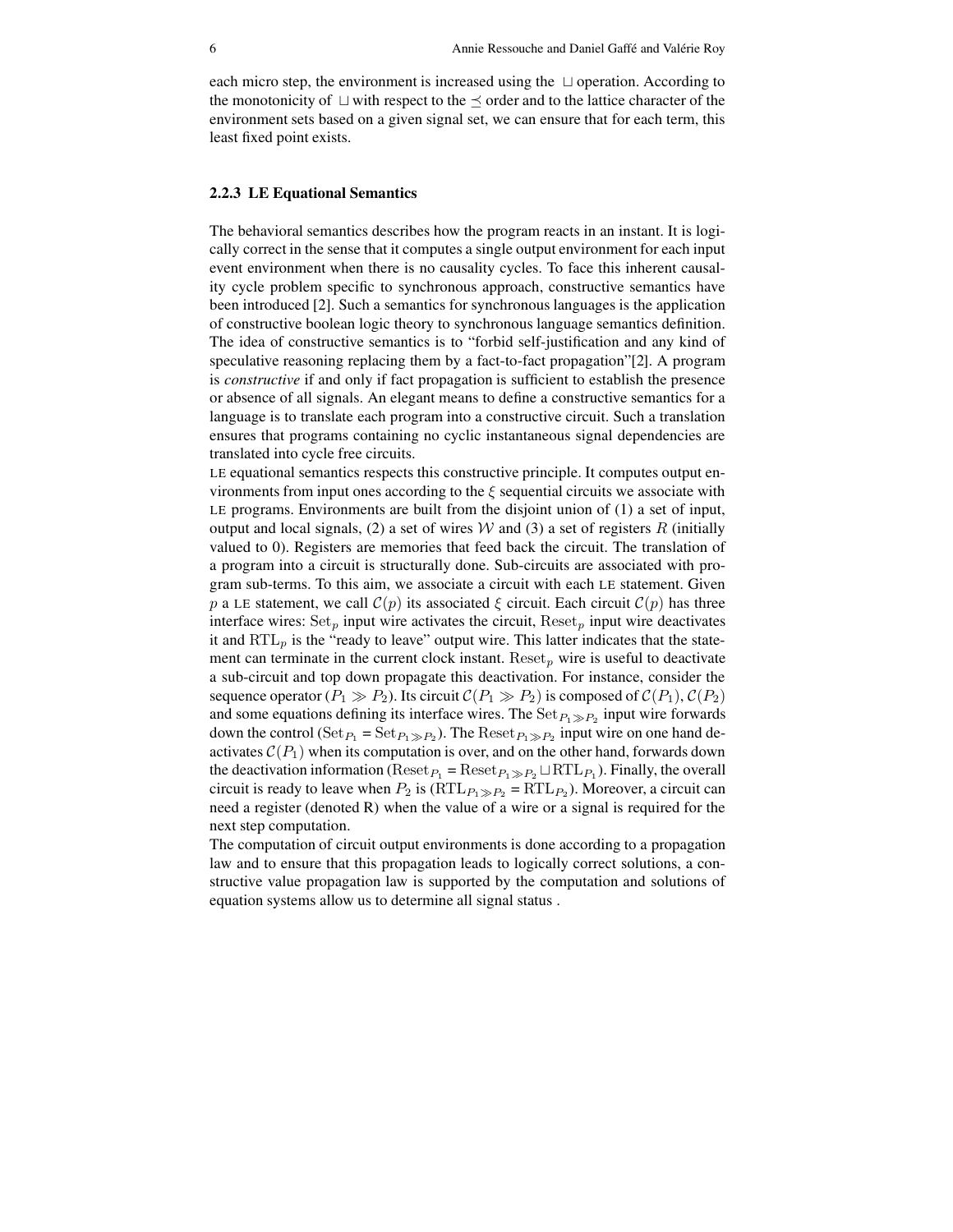each micro step, the environment is increased using the $\sqcup$ operation. According to the monotonicity of $\sqcup$ with respect to the $\preceq$ order and to the lattice character of the environment sets based on a given signal set, we can ensure that for each term, this least fixed point exists.

### 2.2.3 LE Equational Semantics

The behavioral semantics describes how the program reacts in an instant. It is logically correct in the sense that it computes a single output environment for each input event environment when there is no causality cycles. To face this inherent causality cycle problem specific to synchronous approach, constructive semantics have been introduced [2]. Such a semantics for synchronous languages is the application of constructive boolean logic theory to synchronous language semantics definition. The idea of constructive semantics is to "forbid self-justification and any kind of speculative reasoning replacing them by a fact-to-fact propagation"[2]. A program is *constructive* if and only if fact propagation is sufficient to establish the presence or absence of all signals. An elegant means to define a constructive semantics for a language is to translate each program into a constructive circuit. Such a translation ensures that programs containing no cyclic instantaneous signal dependencies are translated into cycle free circuits.

LE equational semantics respects this constructive principle. It computes output environments from input ones according to the $\xi$ sequential circuits we associate with LE programs. Environments are built from the disjoint union of (1) a set of input, output and local signals, (2) a set of wires $\mathcal{W}$ and (3) a set of registers $R$ (initially valued to 0). Registers are memories that feed back the circuit. The translation of a program into a circuit is structurally done. Sub-circuits are associated with program sub-terms. To this aim, we associate a circuit with each LE statement. Given $p$ a LE statement, we call $\mathcal{C}(p)$ its associated $\xi$ circuit. Each circuit $\mathcal{C}(p)$ has three interface wires: $\mathrm{Set}_p$ input wire activates the circuit, $\mathrm{Reset}_p$ input wire deactivates it and $\mathrm{RTL}_p$ is the "ready to leave" output wire. This latter indicates that the statement can terminate in the current clock instant. $\mathrm{Reset}_p$ wire is useful to deactivate a sub-circuit and top down propagate this deactivation. For instance, consider the sequence operator ($P_1 \gg P_2$). Its circuit $\mathcal{C}(P_1 \gg P_2)$ is composed of $\mathcal{C}(P_1)$, $\mathcal{C}(P_2)$ and some equations defining its interface wires. The $\mathrm{Set}_{P_1 \gg P_2}$ input wire forwards down the control ($\mathrm{Set}_{P_1} = \mathrm{Set}_{P_1 \gg P_2}$). The $\mathrm{Reset}_{P_1 \gg P_2}$ input wire on one hand deactivates $\mathcal{C}(P_1)$ when its computation is over, and on the other hand, forwards down the deactivation information ($\mathrm{Reset}_{P_1} = \mathrm{Reset}_{P_1 \gg P_2} \sqcup \mathrm{RTL}_{P_1}$). Finally, the overall circuit is ready to leave when $P_2$ is ($\mathrm{RTL}_{P_1 \gg P_2} = \mathrm{RTL}_{P_2}$). Moreover, a circuit can need a register (denoted R) when the value of a wire or a signal is required for the next step computation.

The computation of circuit output environments is done according to a propagation law and to ensure that this propagation leads to logically correct solutions, a constructive value propagation law is supported by the computation and solutions of equation systems allow us to determine all signal status .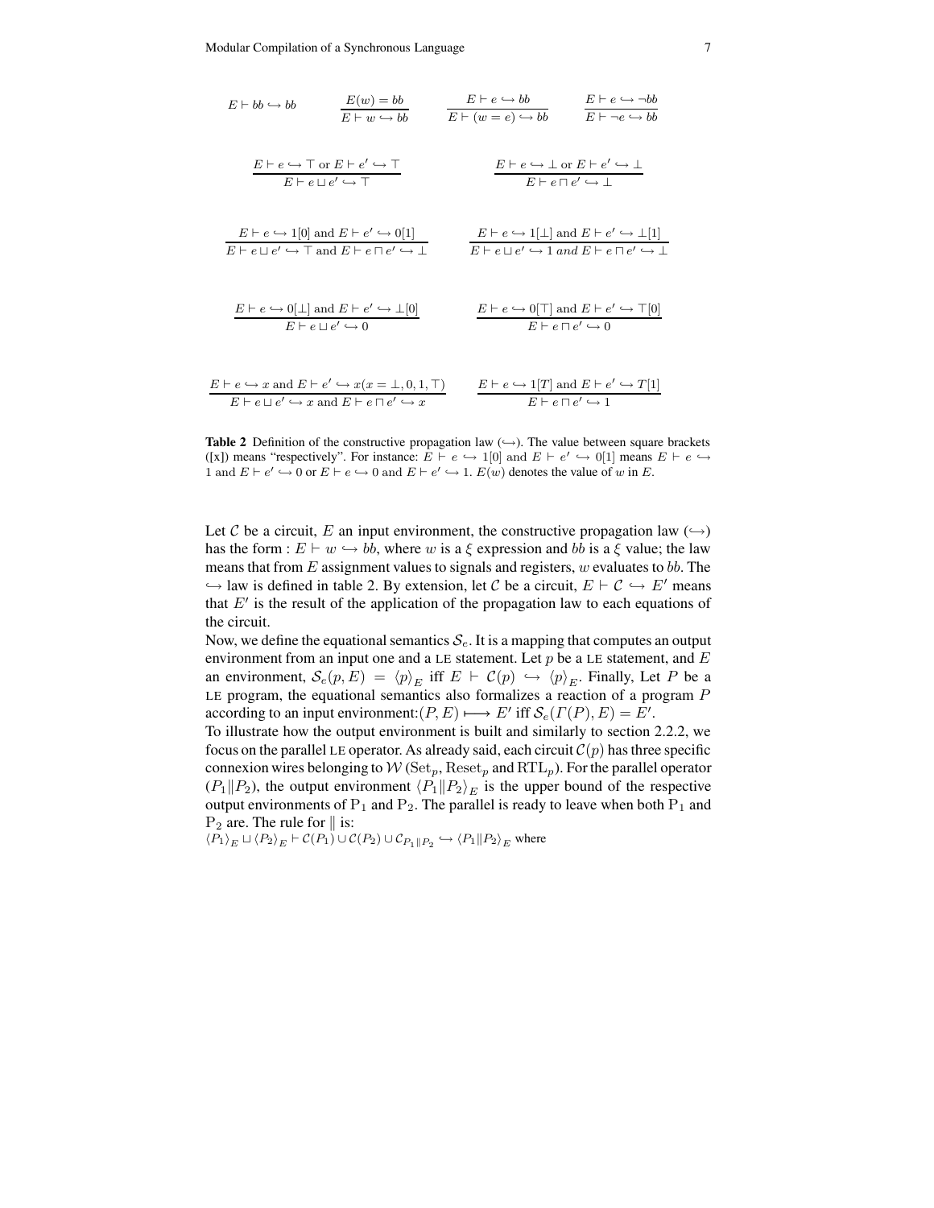$$E \vdash bb \hookrightarrow bb \qquad \frac{E(w) = bb}{E \vdash w \hookrightarrow bb} \qquad \frac{E \vdash e \hookrightarrow bb}{E \vdash (w = e) \hookrightarrow bb} \qquad \frac{E \vdash e \hookrightarrow \neg bb}{E \vdash \neg e \hookrightarrow bb}$$

$$\frac{E \vdash e \hookrightarrow \top \text{ or } E \vdash e' \hookrightarrow \top}{E \vdash e \sqcup e' \hookrightarrow \top} \qquad \frac{E \vdash e \hookrightarrow \bot \text{ or } E \vdash e' \hookrightarrow \bot}{E \vdash e \sqcap e' \hookrightarrow \bot}$$

$$\frac{E \vdash e \hookrightarrow 1[0] \text{ and } E \vdash e' \hookrightarrow 0[1]}{E \vdash e \sqcup e' \hookrightarrow \top \text{ and } E \vdash e \sqcap e' \hookrightarrow \bot} \qquad \frac{E \vdash e \hookrightarrow 1[\bot] \text{ and } E \vdash e' \hookrightarrow \bot[1]}{E \vdash e \sqcup e' \hookrightarrow 1 \textit{ and } E \vdash e \sqcap e' \hookrightarrow \bot}$$

$$\frac{E \vdash e \hookrightarrow 0[\bot] \text{ and } E \vdash e' \hookrightarrow \bot[0]}{E \vdash e \sqcup e' \hookrightarrow 0} \qquad \frac{E \vdash e \hookrightarrow 0[\top] \text{ and } E \vdash e' \hookrightarrow \top[0]}{E \vdash e \sqcap e' \hookrightarrow 0}$$

$$\frac{E \vdash e \hookrightarrow x \text{ and } E \vdash e' \hookrightarrow x (x = \bot, 0, 1, \top)}{E \vdash e \sqcup e' \hookrightarrow x \text{ and } E \vdash e \sqcap e' \hookrightarrow x} \qquad \frac{E \vdash e \hookrightarrow 1[T] \text{ and } E \vdash e' \hookrightarrow T[1]}{E \vdash e \sqcap e' \hookrightarrow 1}$$

**Table 2** Definition of the constructive propagation law ($\hookrightarrow$). The value between square brackets ([x]) means "respectively". For instance: $E \vdash e \hookrightarrow 1[0]$ and $E \vdash e' \hookrightarrow 0[1]$ means $E \vdash e \hookrightarrow 1$ and $E \vdash e' \hookrightarrow 0$ or $E \vdash e \hookrightarrow 0$ and $E \vdash e' \hookrightarrow 1$. $E(w)$ denotes the value of $w$ in $E$.

Let $\mathcal{C}$ be a circuit, $E$ an input environment, the constructive propagation law ($\hookrightarrow$) has the form : $E \vdash w \hookrightarrow bb$, where $w$ is a $\xi$ expression and $bb$ is a $\xi$ value; the law means that from $E$ assignment values to signals and registers, $w$ evaluates to $bb$. The $\hookrightarrow$ law is defined in table 2. By extension, let $\mathcal{C}$ be a circuit, $E \vdash \mathcal{C} \hookrightarrow E'$ means that $E'$ is the result of the application of the propagation law to each equations of the circuit.

Now, we define the equational semantics $\mathcal{S}_e$. It is a mapping that computes an output environment from an input one and a LE statement. Let $p$ be a LE statement, and $E$ an environment, $\mathcal{S}_e(p, E) = \langle p \rangle_E$ iff $E \vdash \mathcal{C}(p) \hookrightarrow \langle p \rangle_E$. Finally, Let $P$ be a LE program, the equational semantics also formalizes a reaction of a program $P$ according to an input environment:$(P, E) \longmapsto E'$ iff $\mathcal{S}_e(\Gamma(P), E) = E'$.

To illustrate how the output environment is built and similarly to section 2.2.2, we focus on the parallel LE operator. As already said, each circuit $\mathcal{C}(p)$ has three specific connexion wires belonging to $\mathcal{W}$ ($\text{Set}_p$, $\text{Reset}_p$ and $\text{RTL}_p$). For the parallel operator $(P_1 \| P_2)$, the output environment $\langle P_1 \| P_2 \rangle_E$ is the upper bound of the respective output environments of $\text{P}_1$ and $\text{P}_2$. The parallel is ready to leave when both $\text{P}_1$ and $\text{P}_2$ are. The rule for $\|$ is:

$\langle P_1 \rangle_E \sqcup \langle P_2 \rangle_E \vdash \mathcal{C}(P_1) \cup \mathcal{C}(P_2) \cup \mathcal{C}_{P_1 \| P_2} \hookrightarrow \langle P_1 \| P_2 \rangle_E$ where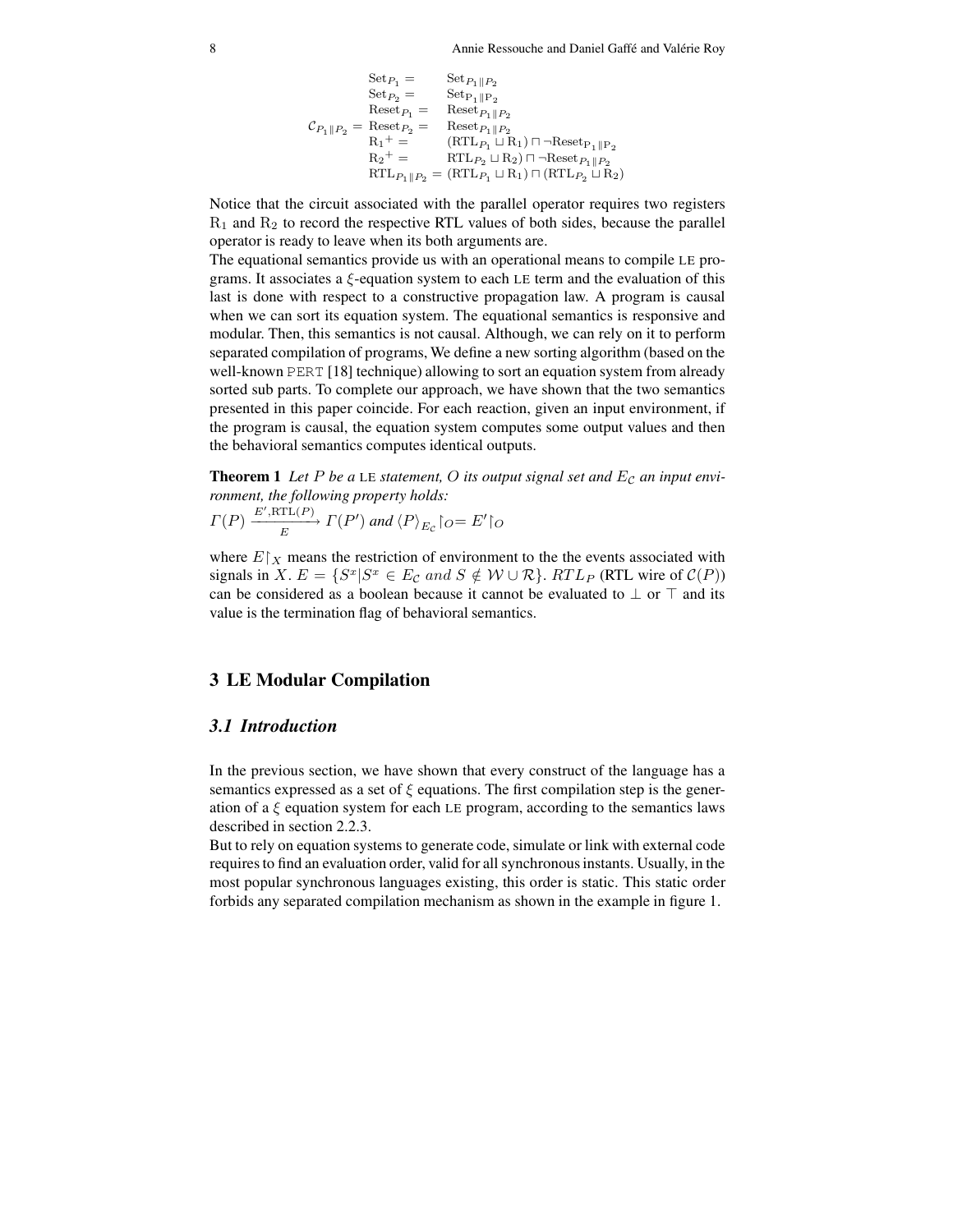$$
\mathcal{C}_{P_1 \| P_2} = \begin{array}{ll}
\mathrm{Set}_{P_1} = & \mathrm{Set}_{P_1 \| P_2} \\
\mathrm{Set}_{P_2} = & \mathrm{Set}_{P_1 \| P_2} \\
\mathrm{Reset}_{P_1} = & \mathrm{Reset}_{P_1 \| P_2} \\
\mathrm{Reset}_{P_2} = & \mathrm{Reset}_{P_1 \| P_2} \\
\mathrm{R_1}^{+} = & (\mathrm{RTL}_{P_1} \sqcup \mathrm{R}_1) \sqcap \neg \mathrm{Reset}_{P_1 \| P_2} \\
\mathrm{R_2}^{+} = & \mathrm{RTL}_{P_2} \sqcup \mathrm{R}_2) \sqcap \neg \mathrm{Reset}_{P_1 \| P_2} \\
\mathrm{RTL}_{P_1 \| P_2} = & (\mathrm{RTL}_{P_1} \sqcup \mathrm{R}_1) \sqcap (\mathrm{RTL}_{P_2} \sqcup \mathrm{R}_2)
\end{array}
$$

Notice that the circuit associated with the parallel operator requires two registers $\mathrm{R}_1$ and $\mathrm{R}_2$ to record the respective RTL values of both sides, because the parallel operator is ready to leave when its both arguments are.

The equational semantics provide us with an operational means to compile LE programs. It associates a $\xi$-equation system to each LE term and the evaluation of this last is done with respect to a constructive propagation law. A program is causal when we can sort its equation system. The equational semantics is responsive and modular. Then, this semantics is not causal. Although, we can rely on it to perform separated compilation of programs, We define a new sorting algorithm (based on the well-known PERT [18] technique) allowing to sort an equation system from already sorted sub parts. To complete our approach, we have shown that the two semantics presented in this paper coincide. For each reaction, given an input environment, if the program is causal, the equation system computes some output values and then the behavioral semantics computes identical outputs.

**Theorem 1** *Let $P$ be a* LE *statement, $O$ its output signal set and $E_{\mathcal{C}}$ an input environment, the following property holds:*

$\Gamma(P) \xrightarrow[E]{E', \mathrm{RTL}(P)} \Gamma(P')$ *and* $\langle P \rangle_{E_{\mathcal{C}}} \lceil_O = E' \lceil_O$

where $E\lceil_X$ means the restriction of environment to the the events associated with signals in $X$. $E = \{S^x | S^x \in E_{\mathcal{C}} \; and \; S \notin \mathcal{W} \cup \mathcal{R}\}$. $RTL_P$ (RTL wire of $\mathcal{C}(P)$) can be considered as a boolean because it cannot be evaluated to $\perp$ or $\top$ and its value is the termination flag of behavioral semantics.

## 3 LE Modular Compilation

### 3.1 Introduction

In the previous section, we have shown that every construct of the language has a semantics expressed as a set of $\xi$ equations. The first compilation step is the generation of a $\xi$ equation system for each LE program, according to the semantics laws described in section 2.2.3.

But to rely on equation systems to generate code, simulate or link with external code requires to find an evaluation order, valid for all synchronous instants. Usually, in the most popular synchronous languages existing, this order is static. This static order forbids any separated compilation mechanism as shown in the example in figure 1.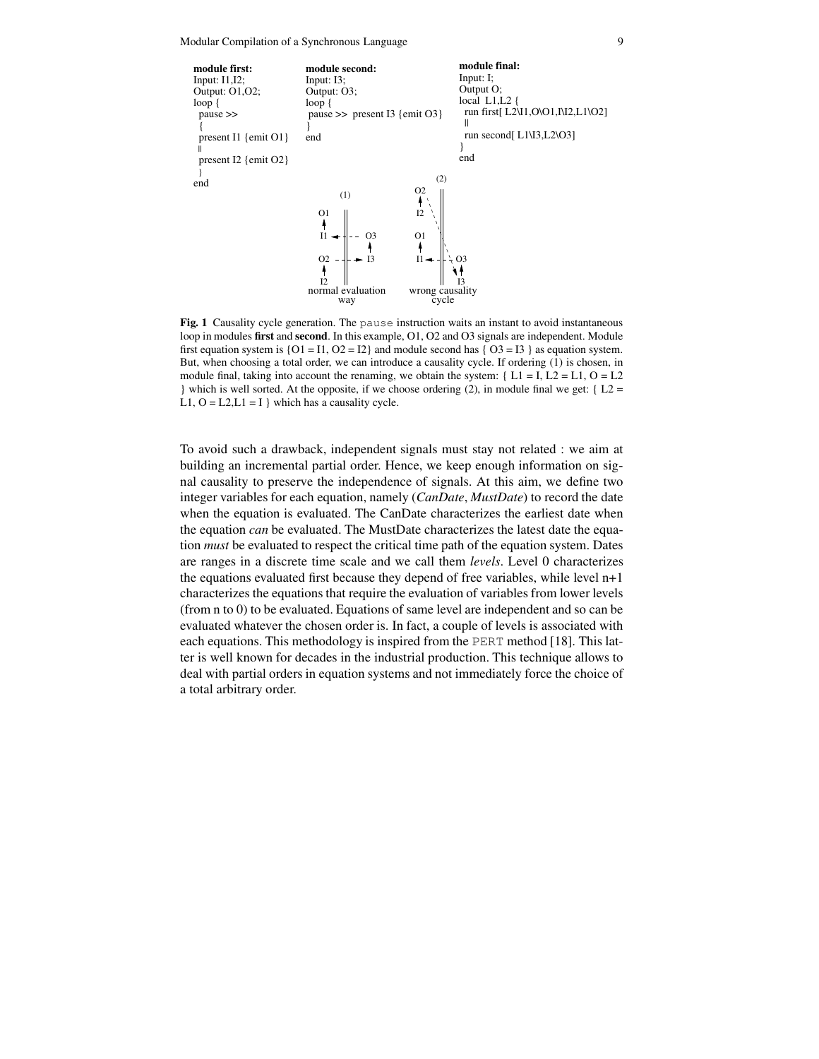```
module first:
Input: I1,I2;
Output: O1,O2;
loop {
 pause >>
 {
 present I1 {emit O1}
 ||
 present I2 {emit O2}
 }
end
```

```
module second:
Input: I3;
Output: O3;
loop {
 pause >> present I3 {emit O3}
}
end
```

```
module final:
Input: I;
Output O;
local L1,L2 {
 run first[ L2\I1,O\O1,I\I2,L1\O2]
 ||
 run second[ L1\I3,L2\O3]
}
end
```

**Fig. 1** Causality cycle generation. The `pause` instruction waits an instant to avoid instantaneous loop in modules **first** and **second**. In this example, O1, O2 and O3 signals are independent. Module first equation system is {O1 = I1, O2 = I2} and module second has { O3 = I3 } as equation system. But, when choosing a total order, we can introduce a causality cycle. If ordering (1) is chosen, in module final, taking into account the renaming, we obtain the system: { L1 = I, L2 = L1, O = L2 } which is well sorted. At the opposite, if we choose ordering (2), in module final we get: { L2 = L1, O = L2,L1 = I } which has a causality cycle.

To avoid such a drawback, independent signals must stay not related : we aim at building an incremental partial order. Hence, we keep enough information on signal causality to preserve the independence of signals. At this aim, we define two integer variables for each equation, namely (*CanDate*, *MustDate*) to record the date when the equation is evaluated. The CanDate characterizes the earliest date when the equation *can* be evaluated. The MustDate characterizes the latest date the equation *must* be evaluated to respect the critical time path of the equation system. Dates are ranges in a discrete time scale and we call them *levels*. Level 0 characterizes the equations evaluated first because they depend of free variables, while level n+1 characterizes the equations that require the evaluation of variables from lower levels (from n to 0) to be evaluated. Equations of same level are independent and so can be evaluated whatever the chosen order is. In fact, a couple of levels is associated with each equations. This methodology is inspired from the `PERT` method [18]. This latter is well known for decades in the industrial production. This technique allows to deal with partial orders in equation systems and not immediately force the choice of a total arbitrary order.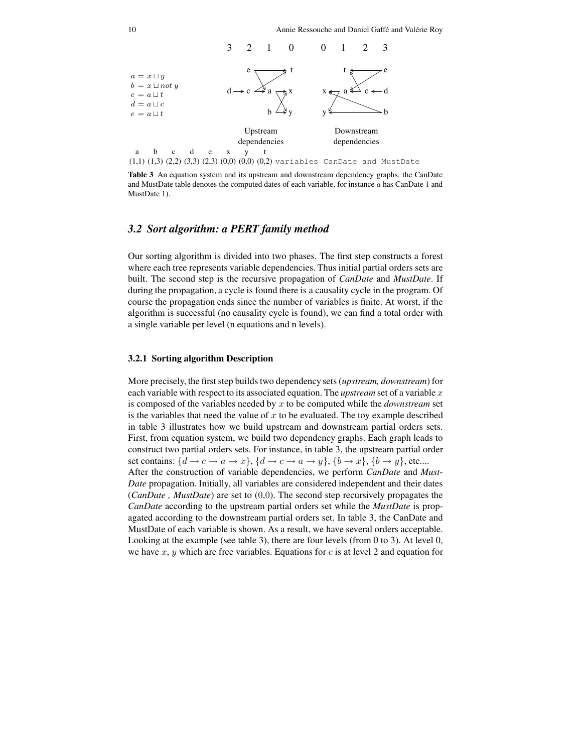$a = x \sqcup y$
$b = x \sqcup not\ y$
$c = a \sqcup t$
$d = a \sqcup c$
$e = a \sqcup t$

Upstream dependencies — Downstream dependencies

| a | b | c | d | e | x | y | t | |
|---|---|---|---|---|---|---|---|---|
| (1,1) | (1,3) | (2,2) | (3,3) | (2,3) | (0,0) | (0,0) | (0,2) | variables CanDate and MustDate |

**Table 3** An equation system and its upstream and downstream dependency graphs. the CanDate and MustDate table denotes the computed dates of each variable, for instance $a$ has CanDate 1 and MustDate 1).

### *3.2 Sort algorithm: a PERT family method*

Our sorting algorithm is divided into two phases. The first step constructs a forest where each tree represents variable dependencies. Thus initial partial orders sets are built. The second step is the recursive propagation of *CanDate* and *MustDate*. If during the propagation, a cycle is found there is a causality cycle in the program. Of course the propagation ends since the number of variables is finite. At worst, if the algorithm is successful (no causality cycle is found), we can find a total order with a single variable per level (n equations and n levels).

#### 3.2.1 Sorting algorithm Description

More precisely, the first step builds two dependency sets (*upstream, downstream*) for each variable with respect to its associated equation. The *upstream* set of a variable $x$ is composed of the variables needed by $x$ to be computed while the *downstream* set is the variables that need the value of $x$ to be evaluated. The toy example described in table 3 illustrates how we build upstream and downstream partial orders sets. First, from equation system, we build two dependency graphs. Each graph leads to construct two partial orders sets. For instance, in table 3, the upstream partial order set contains: $\{d \rightarrow c \rightarrow a \rightarrow x\}$, $\{d \rightarrow c \rightarrow a \rightarrow y\}$, $\{b \rightarrow x\}$, $\{b \rightarrow y\}$, etc....
After the construction of variable dependencies, we perform *CanDate* and *MustDate* propagation. Initially, all variables are considered independent and their dates (*CanDate , MustDate*) are set to (0,0). The second step recursively propagates the *CanDate* according to the upstream partial orders set while the *MustDate* is propagated according to the downstream partial orders set. In table 3, the CanDate and MustDate of each variable is shown. As a result, we have several orders acceptable. Looking at the example (see table 3), there are four levels (from 0 to 3). At level 0, we have $x$, $y$ which are free variables. Equations for $c$ is at level 2 and equation for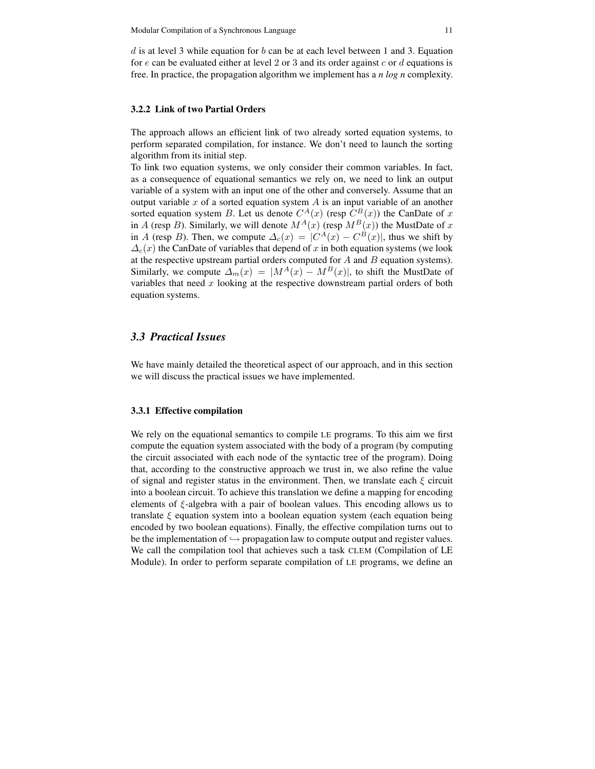$d$ is at level 3 while equation for $b$ can be at each level between 1 and 3. Equation for $e$ can be evaluated either at level 2 or 3 and its order against $c$ or $d$ equations is free. In practice, the propagation algorithm we implement has a *n log n* complexity.

#### 3.2.2 Link of two Partial Orders

The approach allows an efficient link of two already sorted equation systems, to perform separated compilation, for instance. We don't need to launch the sorting algorithm from its initial step.
To link two equation systems, we only consider their common variables. In fact, as a consequence of equational semantics we rely on, we need to link an output variable of a system with an input one of the other and conversely. Assume that an output variable $x$ of a sorted equation system $A$ is an input variable of an another sorted equation system $B$. Let us denote $C^A(x)$ (resp $C^B(x)$) the CanDate of $x$ in $A$ (resp $B$). Similarly, we will denote $M^A(x)$ (resp $M^B(x)$) the MustDate of $x$ in $A$ (resp $B$). Then, we compute $\Delta_c(x) = |C^A(x) - C^B(x)|$, thus we shift by $\Delta_c(x)$ the CanDate of variables that depend of $x$ in both equation systems (we look at the respective upstream partial orders computed for $A$ and $B$ equation systems). Similarly, we compute $\Delta_m(x) = |M^A(x) - M^B(x)|$, to shift the MustDate of variables that need $x$ looking at the respective downstream partial orders of both equation systems.

## 3.3 Practical Issues

We have mainly detailed the theoretical aspect of our approach, and in this section we will discuss the practical issues we have implemented.

#### 3.3.1 Effective compilation

We rely on the equational semantics to compile LE programs. To this aim we first compute the equation system associated with the body of a program (by computing the circuit associated with each node of the syntactic tree of the program). Doing that, according to the constructive approach we trust in, we also refine the value of signal and register status in the environment. Then, we translate each $\xi$ circuit into a boolean circuit. To achieve this translation we define a mapping for encoding elements of $\xi$-algebra with a pair of boolean values. This encoding allows us to translate $\xi$ equation system into a boolean equation system (each equation being encoded by two boolean equations). Finally, the effective compilation turns out to be the implementation of $\hookrightarrow$ propagation law to compute output and register values. We call the compilation tool that achieves such a task CLEM (Compilation of LE Module). In order to perform separate compilation of LE programs, we define an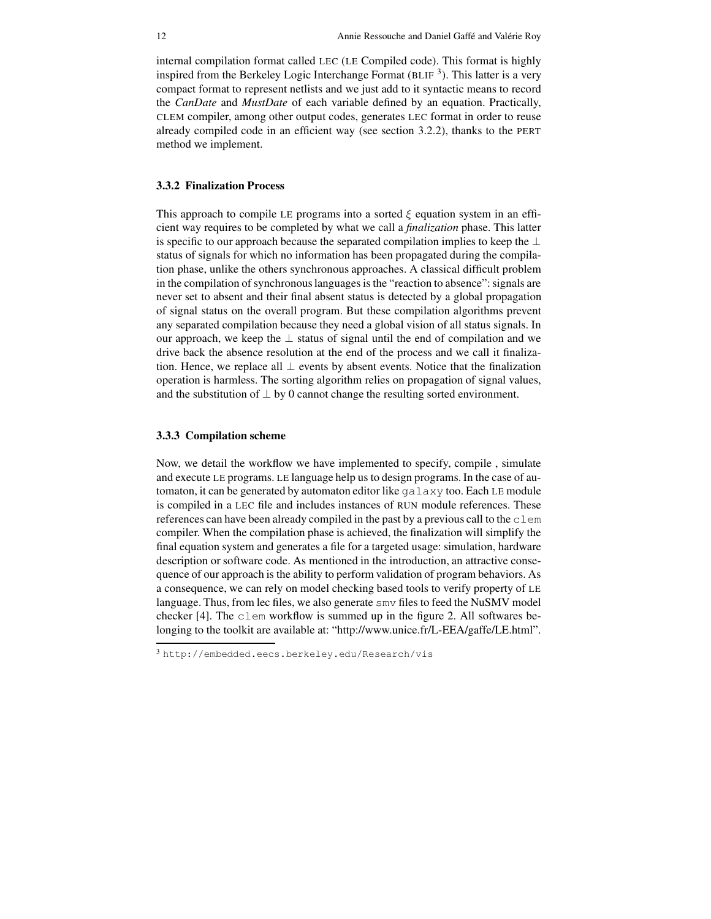internal compilation format called LEC (LE Compiled code). This format is highly inspired from the Berkeley Logic Interchange Format (BLIF [3]). This latter is a very compact format to represent netlists and we just add to it syntactic means to record the *CanDate* and *MustDate* of each variable defined by an equation. Practically, CLEM compiler, among other output codes, generates LEC format in order to reuse already compiled code in an efficient way (see section 3.2.2), thanks to the PERT method we implement.

### 3.3.2 Finalization Process

This approach to compile LE programs into a sorted $\xi$ equation system in an efficient way requires to be completed by what we call a *finalization* phase. This latter is specific to our approach because the separated compilation implies to keep the $\perp$ status of signals for which no information has been propagated during the compilation phase, unlike the others synchronous approaches. A classical difficult problem in the compilation of synchronous languages is the "reaction to absence": signals are never set to absent and their final absent status is detected by a global propagation of signal status on the overall program. But these compilation algorithms prevent any separated compilation because they need a global vision of all status signals. In our approach, we keep the $\perp$ status of signal until the end of compilation and we drive back the absence resolution at the end of the process and we call it finalization. Hence, we replace all $\perp$ events by absent events. Notice that the finalization operation is harmless. The sorting algorithm relies on propagation of signal values, and the substitution of $\perp$ by 0 cannot change the resulting sorted environment.

### 3.3.3 Compilation scheme

Now, we detail the workflow we have implemented to specify, compile , simulate and execute LE programs. LE language help us to design programs. In the case of automaton, it can be generated by automaton editor like `galaxy` too. Each LE module is compiled in a LEC file and includes instances of RUN module references. These references can have been already compiled in the past by a previous call to the `clem` compiler. When the compilation phase is achieved, the finalization will simplify the final equation system and generates a file for a targeted usage: simulation, hardware description or software code. As mentioned in the introduction, an attractive consequence of our approach is the ability to perform validation of program behaviors. As a consequence, we can rely on model checking based tools to verify property of LE language. Thus, from lec files, we also generate `smv` files to feed the NuSMV model checker [4]. The `clem` workflow is summed up in the figure 2. All softwares belonging to the toolkit are available at: "http://www.unice.fr/L-EEA/gaffe/LE.html".

[3] `http://embedded.eecs.berkeley.edu/Research/vis`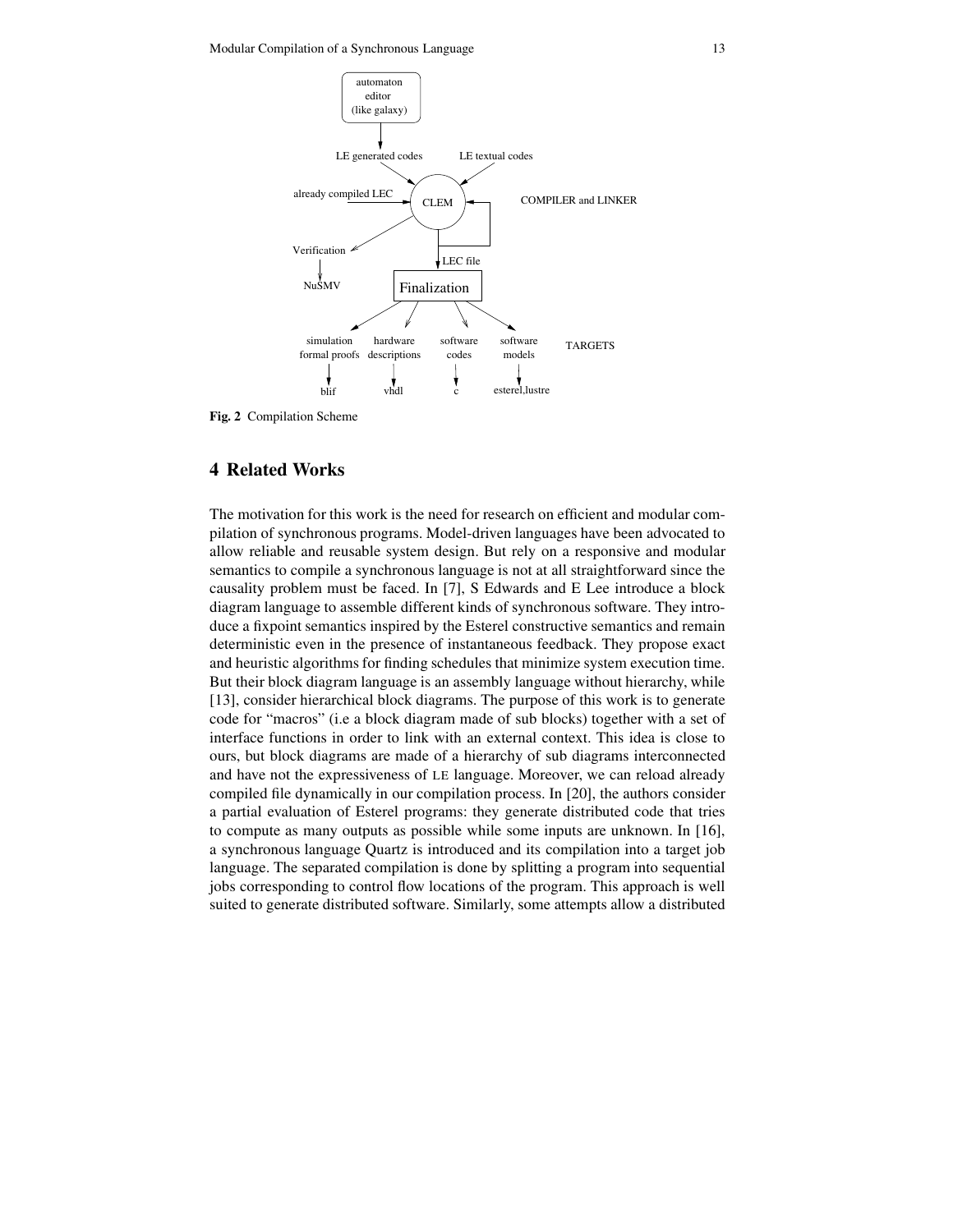Fig. 2 Compilation Scheme

## 4 Related Works

The motivation for this work is the need for research on efficient and modular compilation of synchronous programs. Model-driven languages have been advocated to allow reliable and reusable system design. But rely on a responsive and modular semantics to compile a synchronous language is not at all straightforward since the causality problem must be faced. In [7], S Edwards and E Lee introduce a block diagram language to assemble different kinds of synchronous software. They introduce a fixpoint semantics inspired by the Esterel constructive semantics and remain deterministic even in the presence of instantaneous feedback. They propose exact and heuristic algorithms for finding schedules that minimize system execution time. But their block diagram language is an assembly language without hierarchy, while [13], consider hierarchical block diagrams. The purpose of this work is to generate code for "macros" (i.e a block diagram made of sub blocks) together with a set of interface functions in order to link with an external context. This idea is close to ours, but block diagrams are made of a hierarchy of sub diagrams interconnected and have not the expressiveness of LE language. Moreover, we can reload already compiled file dynamically in our compilation process. In [20], the authors consider a partial evaluation of Esterel programs: they generate distributed code that tries to compute as many outputs as possible while some inputs are unknown. In [16], a synchronous language Quartz is introduced and its compilation into a target job language. The separated compilation is done by splitting a program into sequential jobs corresponding to control flow locations of the program. This approach is well suited to generate distributed software. Similarly, some attempts allow a distributed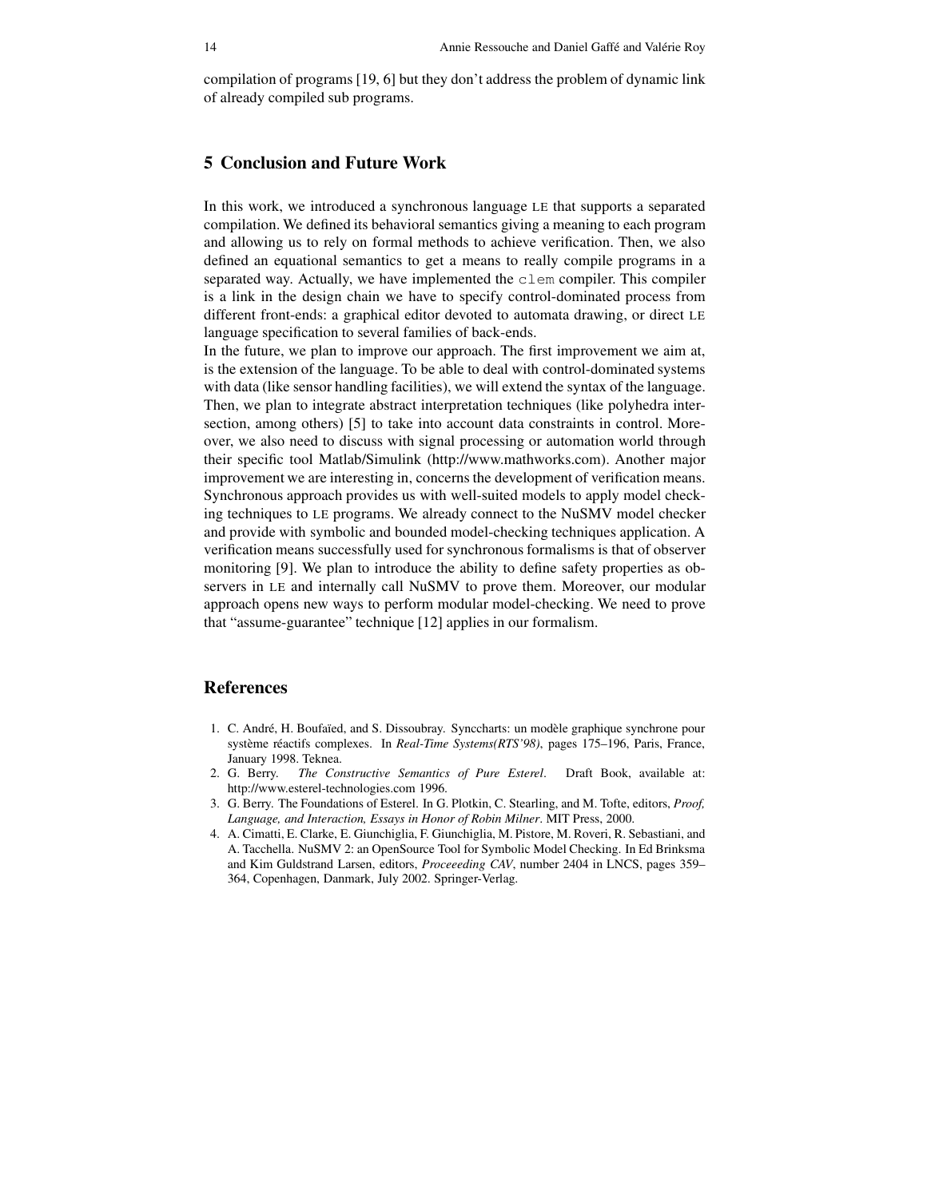compilation of programs [19, 6] but they don't address the problem of dynamic link of already compiled sub programs.

## 5 Conclusion and Future Work

In this work, we introduced a synchronous language LE that supports a separated compilation. We defined its behavioral semantics giving a meaning to each program and allowing us to rely on formal methods to achieve verification. Then, we also defined an equational semantics to get a means to really compile programs in a separated way. Actually, we have implemented the `clem` compiler. This compiler is a link in the design chain we have to specify control-dominated process from different front-ends: a graphical editor devoted to automata drawing, or direct LE language specification to several families of back-ends.
In the future, we plan to improve our approach. The first improvement we aim at, is the extension of the language. To be able to deal with control-dominated systems with data (like sensor handling facilities), we will extend the syntax of the language. Then, we plan to integrate abstract interpretation techniques (like polyhedra intersection, among others) [5] to take into account data constraints in control. Moreover, we also need to discuss with signal processing or automation world through their specific tool Matlab/Simulink (http://www.mathworks.com). Another major improvement we are interesting in, concerns the development of verification means. Synchronous approach provides us with well-suited models to apply model checking techniques to LE programs. We already connect to the NuSMV model checker and provide with symbolic and bounded model-checking techniques application. A verification means successfully used for synchronous formalisms is that of observer monitoring [9]. We plan to introduce the ability to define safety properties as observers in LE and internally call NuSMV to prove them. Moreover, our modular approach opens new ways to perform modular model-checking. We need to prove that "assume-guarantee" technique [12] applies in our formalism.

## References

1. C. André, H. Boufaïed, and S. Dissoubray. Synccharts: un modèle graphique synchrone pour système réactifs complexes. In *Real-Time Systems(RTS'98)*, pages 175–196, Paris, France, January 1998. Teknea.
2. G. Berry. *The Constructive Semantics of Pure Esterel*. Draft Book, available at: http://www.esterel-technologies.com 1996.
3. G. Berry. The Foundations of Esterel. In G. Plotkin, C. Stearling, and M. Tofte, editors, *Proof, Language, and Interaction, Essays in Honor of Robin Milner*. MIT Press, 2000.
4. A. Cimatti, E. Clarke, E. Giunchiglia, F. Giunchiglia, M. Pistore, M. Roveri, R. Sebastiani, and A. Tacchella. NuSMV 2: an OpenSource Tool for Symbolic Model Checking. In Ed Brinksma and Kim Guldstrand Larsen, editors, *Proceeeding CAV*, number 2404 in LNCS, pages 359–364, Copenhagen, Danmark, July 2002. Springer-Verlag.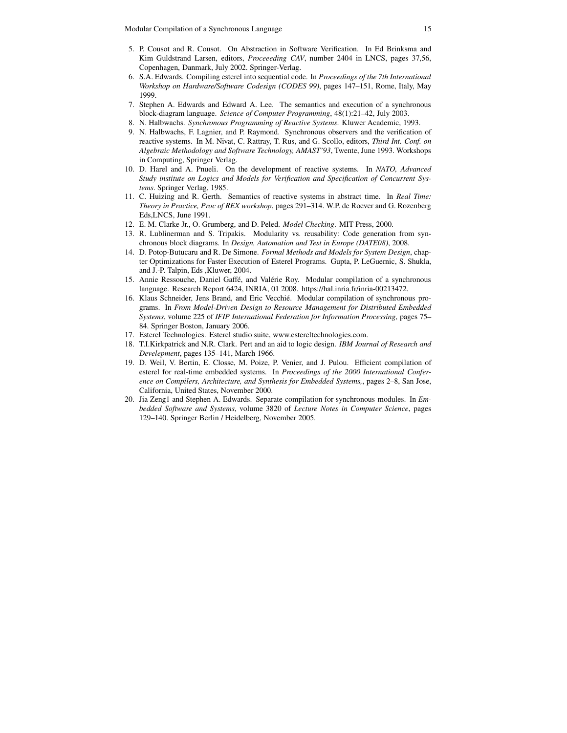5. P. Cousot and R. Cousot. On Abstraction in Software Verification. In Ed Brinksma and Kim Guldstrand Larsen, editors, *Proceeeding CAV*, number 2404 in LNCS, pages 37,56, Copenhagen, Danmark, July 2002. Springer-Verlag.
6. S.A. Edwards. Compiling esterel into sequential code. In *Proceedings of the 7th International Workshop on Hardware/Software Codesign (CODES 99)*, pages 147–151, Rome, Italy, May 1999.
7. Stephen A. Edwards and Edward A. Lee. The semantics and execution of a synchronous block-diagram language. *Science of Computer Programming*, 48(1):21–42, July 2003.
8. N. Halbwachs. *Synchronous Programming of Reactive Systems*. Kluwer Academic, 1993.
9. N. Halbwachs, F. Lagnier, and P. Raymond. Synchronous observers and the verification of reactive systems. In M. Nivat, C. Rattray, T. Rus, and G. Scollo, editors, *Third Int. Conf. on Algebraic Methodology and Software Technology, AMAST'93*, Twente, June 1993. Workshops in Computing, Springer Verlag.
10. D. Harel and A. Pnueli. On the development of reactive systems. In *NATO, Advanced Study institute on Logics and Models for Verification and Specification of Concurrent Systems*. Springer Verlag, 1985.
11. C. Huizing and R. Gerth. Semantics of reactive systems in abstract time. In *Real Time: Theory in Practice, Proc of REX workshop*, pages 291–314. W.P. de Roever and G. Rozenberg Eds,LNCS, June 1991.
12. E. M. Clarke Jr., O. Grumberg, and D. Peled. *Model Checking*. MIT Press, 2000.
13. R. Lublinerman and S. Tripakis. Modularity vs. reusability: Code generation from synchronous block diagrams. In *Design, Automation and Test in Europe (DATE08)*, 2008.
14. D. Potop-Butucaru and R. De Simone. *Formal Methods and Models for System Design*, chapter Optimizations for Faster Execution of Esterel Programs. Gupta, P. LeGuernic, S. Shukla, and J.-P. Talpin, Eds ,Kluwer, 2004.
15. Annie Ressouche, Daniel Gaffé, and Valérie Roy. Modular compilation of a synchronous language. Research Report 6424, INRIA, 01 2008. https://hal.inria.fr/inria-00213472.
16. Klaus Schneider, Jens Brand, and Eric Vecchié. Modular compilation of synchronous programs. In *From Model-Driven Design to Resource Management for Distributed Embedded Systems*, volume 225 of *IFIP International Federation for Information Processing*, pages 75–84. Springer Boston, January 2006.
17. Esterel Technologies. Esterel studio suite, www.estereltechnologies.com.
18. T.I.Kirkpatrick and N.R. Clark. Pert and an aid to logic design. *IBM Journal of Research and Develepment*, pages 135–141, March 1966.
19. D. Weil, V. Bertin, E. Closse, M. Poize, P. Venier, and J. Pulou. Efficient compilation of esterel for real-time embedded systems. In *Proceedings of the 2000 International Conference on Compilers, Architecture, and Synthesis for Embedded Systems,*, pages 2–8, San Jose, California, United States, November 2000.
20. Jia Zeng1 and Stephen A. Edwards. Separate compilation for synchronous modules. In *Embedded Software and Systems*, volume 3820 of *Lecture Notes in Computer Science*, pages 129–140. Springer Berlin / Heidelberg, November 2005.